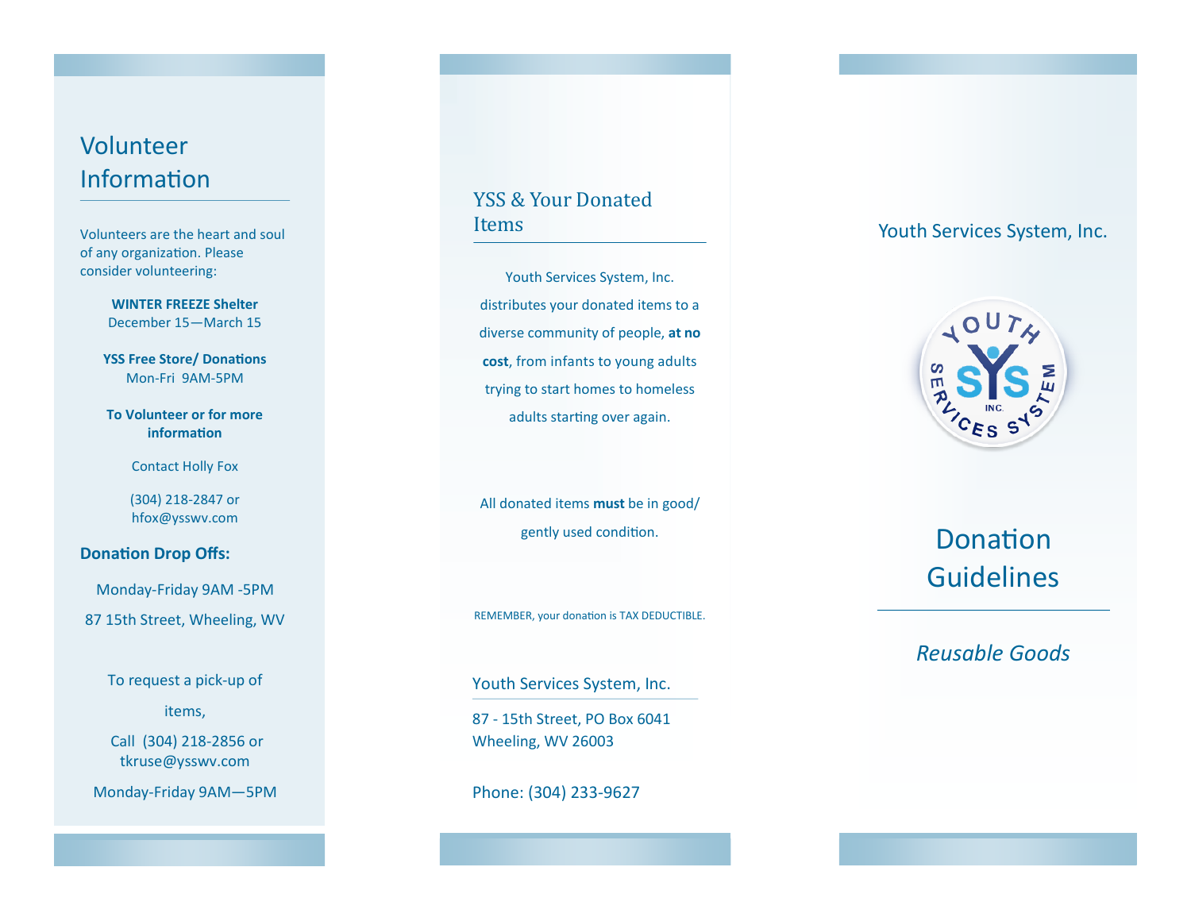## Volunteer Information

Volunteers are the heart and soul of any organization. Please consider volunteering:

**WINTER FREEZE Shelter**
December 15—March 15

**YSS Free Store/ Donations**
Mon-Fri 9AM-5PM

**To Volunteer or for more information**

Contact Holly Fox

(304) 218-2847 or
hfox@ysswv.com

**Donation Drop Offs:**

Monday-Friday 9AM -5PM

87 15th Street, Wheeling, WV

To request a pick-up of items,

Call (304) 218-2856 or
tkruse@ysswv.com

Monday-Friday 9AM—5PM

## YSS & Your Donated Items

Youth Services System, Inc. distributes your donated items to a diverse community of people, **at no cost**, from infants to young adults trying to start homes to homeless adults starting over again.

All donated items **must** be in good/ gently used condition.

REMEMBER, your donation is TAX DEDUCTIBLE.

Youth Services System, Inc.

87 - 15th Street, PO Box 6041
Wheeling, WV 26003

Phone: (304) 233-9627

Youth Services System, Inc.

YOUTH SERVICES SYSTEM SYS INC.

# Donation Guidelines

*Reusable Goods*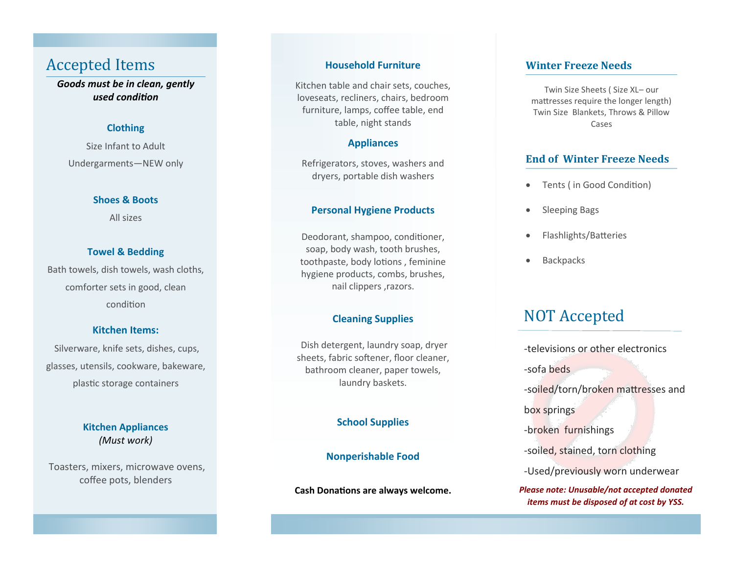# Accepted Items

***Goods must be in clean, gently used condition***

### Clothing

Size Infant to Adult

Undergarments—NEW only

### Shoes & Boots

All sizes

### Towel & Bedding

Bath towels, dish towels, wash cloths, comforter sets in good, clean condition

### Kitchen Items:

Silverware, knife sets, dishes, cups, glasses, utensils, cookware, bakeware, plastic storage containers

### Kitchen Appliances

*(Must work)*

Toasters, mixers, microwave ovens, coffee pots, blenders

### Household Furniture

Kitchen table and chair sets, couches, loveseats, recliners, chairs, bedroom furniture, lamps, coffee table, end table, night stands

### Appliances

Refrigerators, stoves, washers and dryers, portable dish washers

### Personal Hygiene Products

Deodorant, shampoo, conditioner, soap, body wash, tooth brushes, toothpaste, body lotions , feminine hygiene products, combs, brushes, nail clippers ,razors.

### Cleaning Supplies

Dish detergent, laundry soap, dryer sheets, fabric softener, floor cleaner, bathroom cleaner, paper towels, laundry baskets.

### School Supplies

### Nonperishable Food

**Cash Donations are always welcome.**

### Winter Freeze Needs

Twin Size Sheets ( Size XL– our mattresses require the longer length)
Twin Size Blankets, Throws & Pillow Cases

### End of Winter Freeze Needs

- Tents ( in Good Condition)
- Sleeping Bags
- Flashlights/Batteries
- Backpacks

# NOT Accepted

-televisions or other electronics

-sofa beds

-soiled/torn/broken mattresses and box springs

-broken furnishings

-soiled, stained, torn clothing

-Used/previously worn underwear

***Please note: Unusable/not accepted donated items must be disposed of at cost by YSS.***